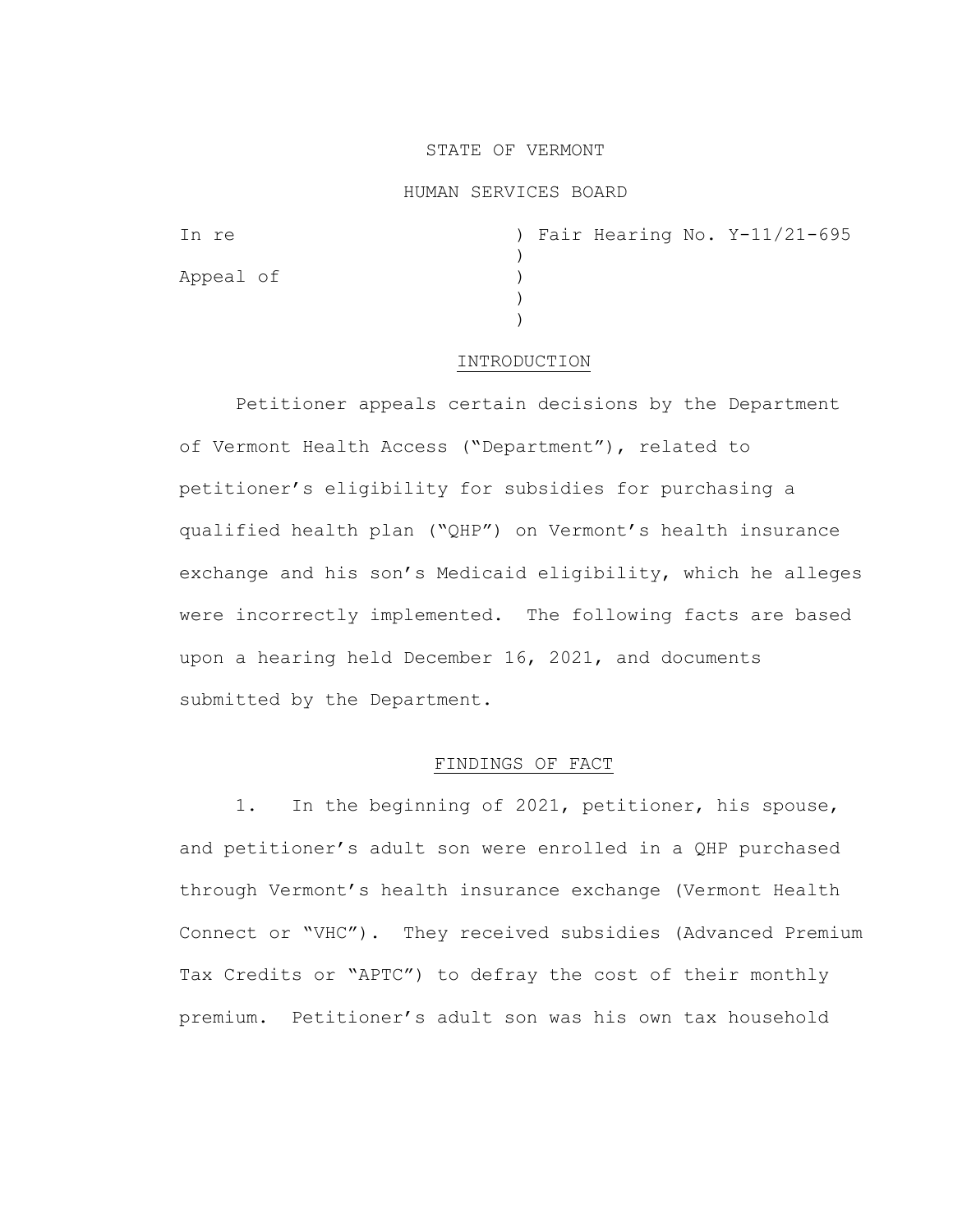STATE OF VERMONT

HUMAN SERVICES BOARD

```
In re                       ) Fair Hearing No. Y-11/21-695
                            )
Appeal of                   )
                            )
                            )
```

## INTRODUCTION

Petitioner appeals certain decisions by the Department of Vermont Health Access ("Department"), related to petitioner's eligibility for subsidies for purchasing a qualified health plan ("QHP") on Vermont's health insurance exchange and his son's Medicaid eligibility, which he alleges were incorrectly implemented. The following facts are based upon a hearing held December 16, 2021, and documents submitted by the Department.

## FINDINGS OF FACT

1. In the beginning of 2021, petitioner, his spouse, and petitioner's adult son were enrolled in a QHP purchased through Vermont's health insurance exchange (Vermont Health Connect or "VHC"). They received subsidies (Advanced Premium Tax Credits or "APTC") to defray the cost of their monthly premium. Petitioner's adult son was his own tax household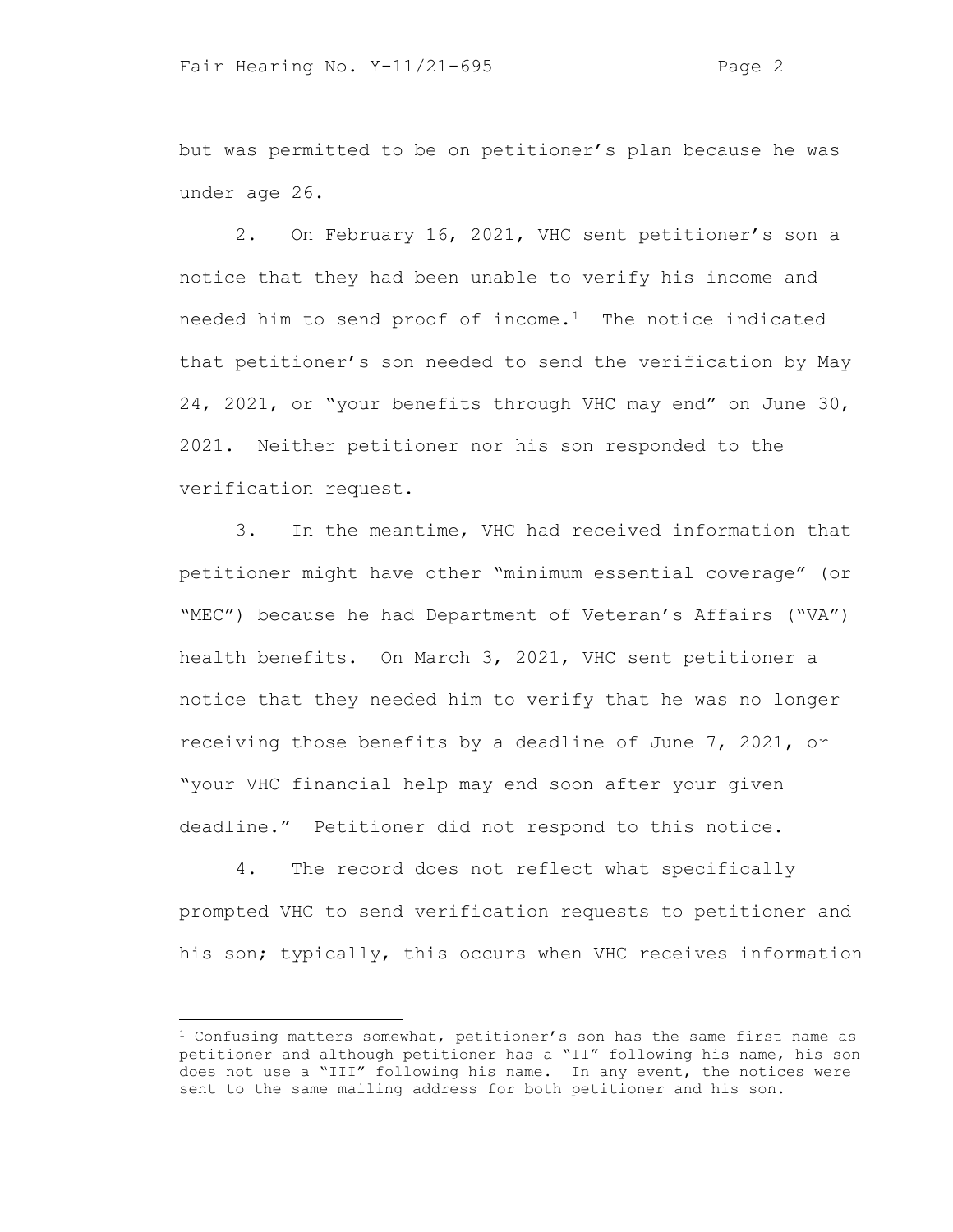but was permitted to be on petitioner's plan because he was under age 26.

2. On February 16, 2021, VHC sent petitioner's son a notice that they had been unable to verify his income and needed him to send proof of income.[1] The notice indicated that petitioner's son needed to send the verification by May 24, 2021, or "your benefits through VHC may end" on June 30, 2021. Neither petitioner nor his son responded to the verification request.

3. In the meantime, VHC had received information that petitioner might have other "minimum essential coverage" (or "MEC") because he had Department of Veteran's Affairs ("VA") health benefits. On March 3, 2021, VHC sent petitioner a notice that they needed him to verify that he was no longer receiving those benefits by a deadline of June 7, 2021, or "your VHC financial help may end soon after your given deadline." Petitioner did not respond to this notice.

4. The record does not reflect what specifically prompted VHC to send verification requests to petitioner and his son; typically, this occurs when VHC receives information

[1] Confusing matters somewhat, petitioner's son has the same first name as petitioner and although petitioner has a "II" following his name, his son does not use a "III" following his name. In any event, the notices were sent to the same mailing address for both petitioner and his son.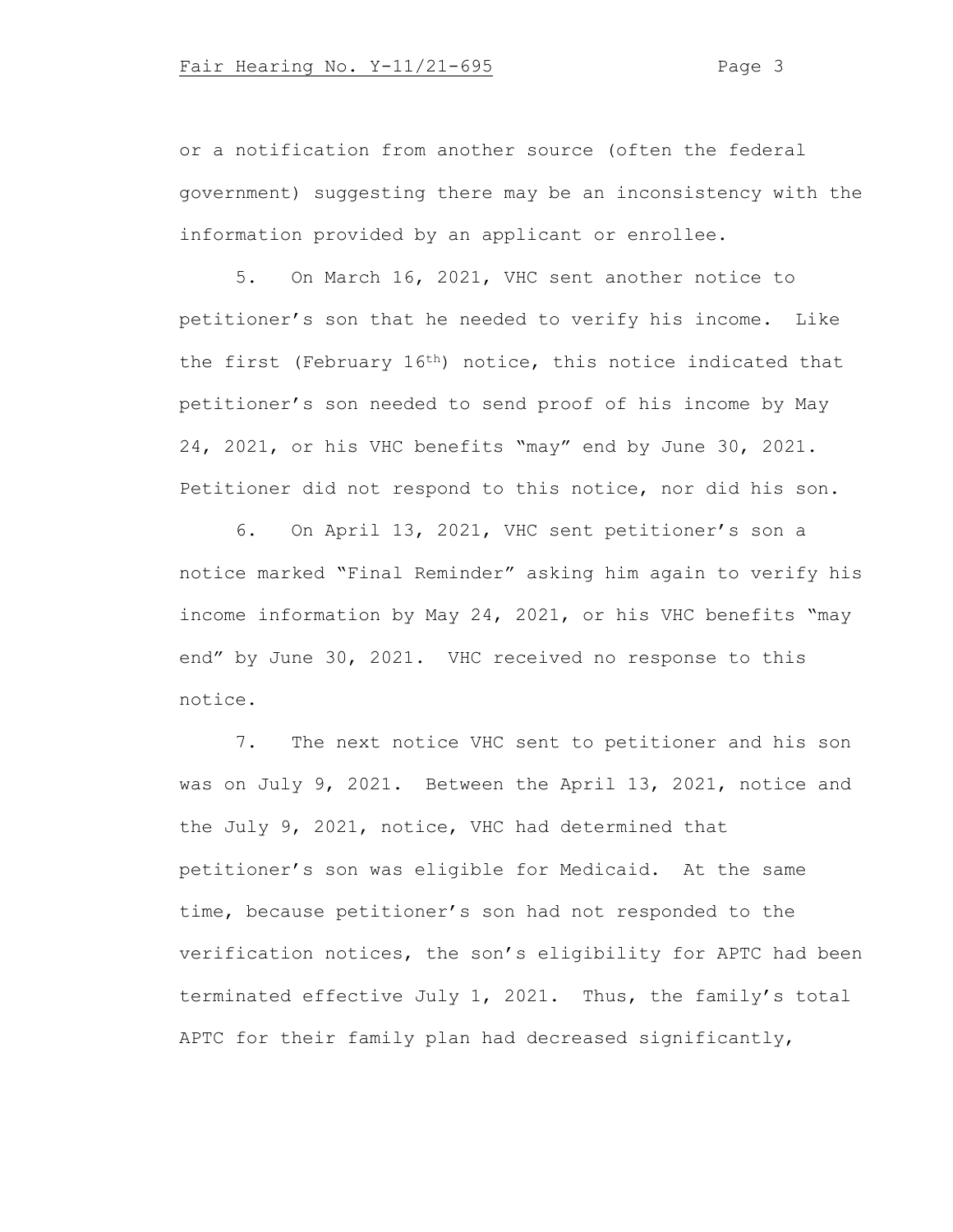or a notification from another source (often the federal government) suggesting there may be an inconsistency with the information provided by an applicant or enrollee.

5. On March 16, 2021, VHC sent another notice to petitioner's son that he needed to verify his income. Like the first (February 16th) notice, this notice indicated that petitioner's son needed to send proof of his income by May 24, 2021, or his VHC benefits "may" end by June 30, 2021. Petitioner did not respond to this notice, nor did his son.

6. On April 13, 2021, VHC sent petitioner's son a notice marked "Final Reminder" asking him again to verify his income information by May 24, 2021, or his VHC benefits "may end" by June 30, 2021. VHC received no response to this notice.

7. The next notice VHC sent to petitioner and his son was on July 9, 2021. Between the April 13, 2021, notice and the July 9, 2021, notice, VHC had determined that petitioner's son was eligible for Medicaid. At the same time, because petitioner's son had not responded to the verification notices, the son's eligibility for APTC had been terminated effective July 1, 2021. Thus, the family's total APTC for their family plan had decreased significantly,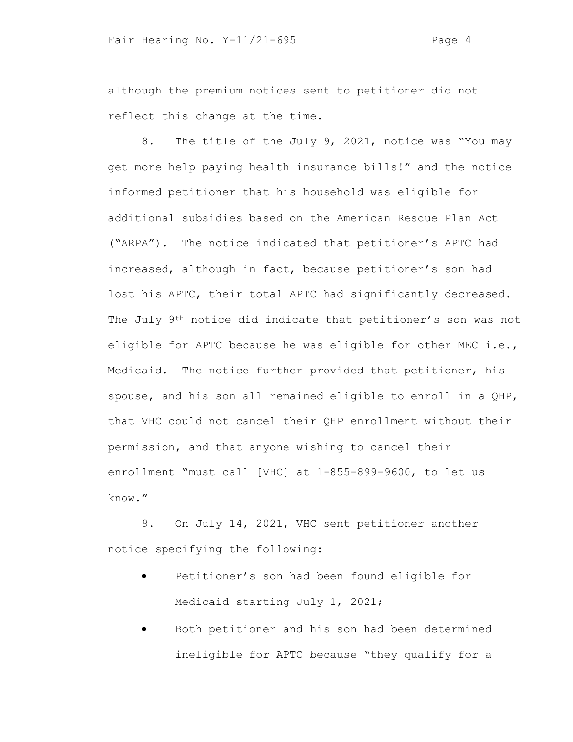although the premium notices sent to petitioner did not reflect this change at the time.

8. The title of the July 9, 2021, notice was "You may get more help paying health insurance bills!" and the notice informed petitioner that his household was eligible for additional subsidies based on the American Rescue Plan Act ("ARPA"). The notice indicated that petitioner's APTC had increased, although in fact, because petitioner's son had lost his APTC, their total APTC had significantly decreased. The July 9th notice did indicate that petitioner's son was not eligible for APTC because he was eligible for other MEC i.e., Medicaid. The notice further provided that petitioner, his spouse, and his son all remained eligible to enroll in a QHP, that VHC could not cancel their QHP enrollment without their permission, and that anyone wishing to cancel their enrollment "must call [VHC] at 1-855-899-9600, to let us know."

9. On July 14, 2021, VHC sent petitioner another notice specifying the following:

- Petitioner's son had been found eligible for Medicaid starting July 1, 2021;
- Both petitioner and his son had been determined ineligible for APTC because "they qualify for a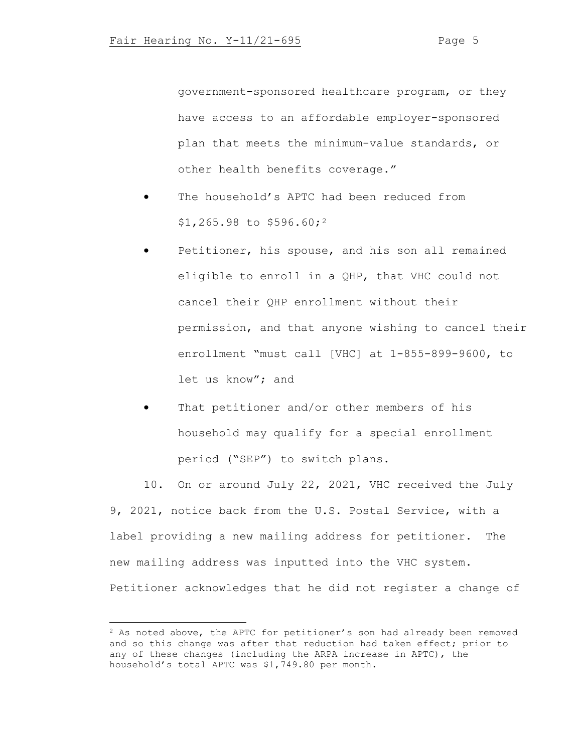government-sponsored healthcare program, or they have access to an affordable employer-sponsored plan that meets the minimum-value standards, or other health benefits coverage."

- The household's APTC had been reduced from $1,265.98 to $596.60;[2]
- Petitioner, his spouse, and his son all remained eligible to enroll in a QHP, that VHC could not cancel their QHP enrollment without their permission, and that anyone wishing to cancel their enrollment "must call [VHC] at 1-855-899-9600, to let us know"; and
- That petitioner and/or other members of his household may qualify for a special enrollment period ("SEP") to switch plans.

10. On or around July 22, 2021, VHC received the July 9, 2021, notice back from the U.S. Postal Service, with a label providing a new mailing address for petitioner. The new mailing address was inputted into the VHC system. Petitioner acknowledges that he did not register a change of

---

[2] As noted above, the APTC for petitioner's son had already been removed and so this change was after that reduction had taken effect; prior to any of these changes (including the ARPA increase in APTC), the household's total APTC was $1,749.80 per month.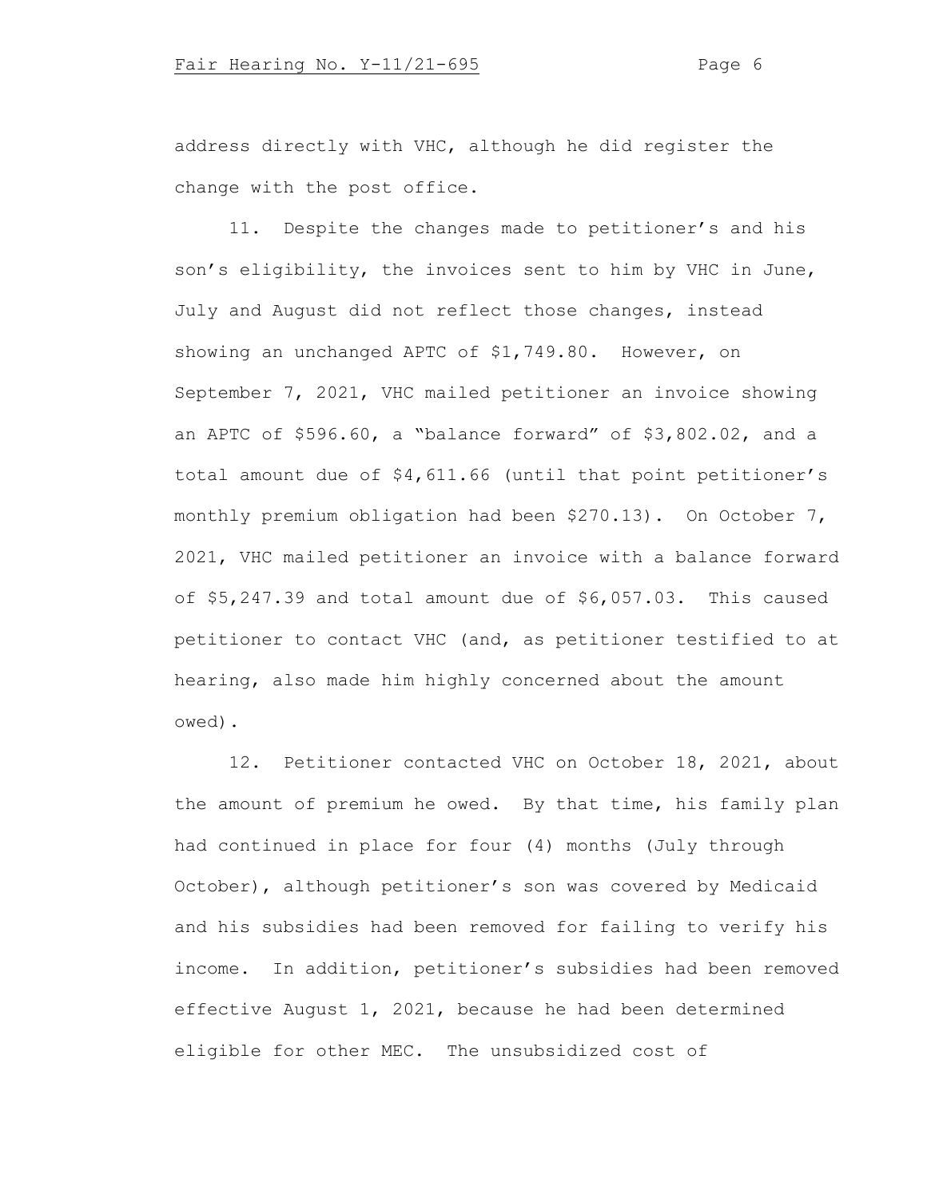address directly with VHC, although he did register the change with the post office.

11. Despite the changes made to petitioner's and his son's eligibility, the invoices sent to him by VHC in June, July and August did not reflect those changes, instead showing an unchanged APTC of $1,749.80. However, on September 7, 2021, VHC mailed petitioner an invoice showing an APTC of $596.60, a "balance forward" of $3,802.02, and a total amount due of $4,611.66 (until that point petitioner's monthly premium obligation had been $270.13). On October 7, 2021, VHC mailed petitioner an invoice with a balance forward of $5,247.39 and total amount due of $6,057.03. This caused petitioner to contact VHC (and, as petitioner testified to at hearing, also made him highly concerned about the amount owed).

12. Petitioner contacted VHC on October 18, 2021, about the amount of premium he owed. By that time, his family plan had continued in place for four (4) months (July through October), although petitioner's son was covered by Medicaid and his subsidies had been removed for failing to verify his income. In addition, petitioner's subsidies had been removed effective August 1, 2021, because he had been determined eligible for other MEC. The unsubsidized cost of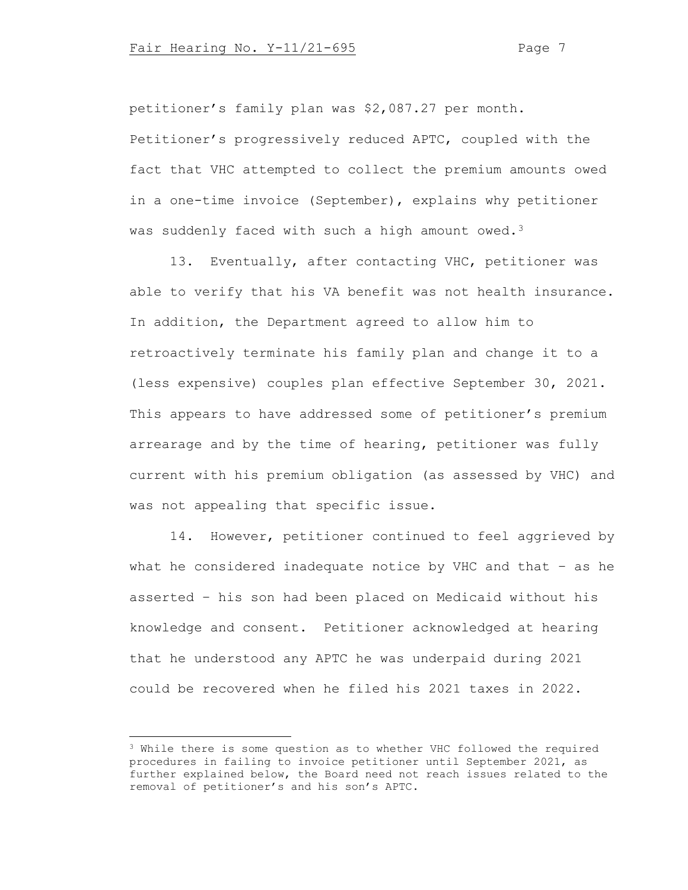petitioner's family plan was $2,087.27 per month. Petitioner's progressively reduced APTC, coupled with the fact that VHC attempted to collect the premium amounts owed in a one-time invoice (September), explains why petitioner was suddenly faced with such a high amount owed.[3]

13. Eventually, after contacting VHC, petitioner was able to verify that his VA benefit was not health insurance. In addition, the Department agreed to allow him to retroactively terminate his family plan and change it to a (less expensive) couples plan effective September 30, 2021. This appears to have addressed some of petitioner's premium arrearage and by the time of hearing, petitioner was fully current with his premium obligation (as assessed by VHC) and was not appealing that specific issue.

14. However, petitioner continued to feel aggrieved by what he considered inadequate notice by VHC and that – as he asserted – his son had been placed on Medicaid without his knowledge and consent. Petitioner acknowledged at hearing that he understood any APTC he was underpaid during 2021 could be recovered when he filed his 2021 taxes in 2022.

---

[3] While there is some question as to whether VHC followed the required procedures in failing to invoice petitioner until September 2021, as further explained below, the Board need not reach issues related to the removal of petitioner's and his son's APTC.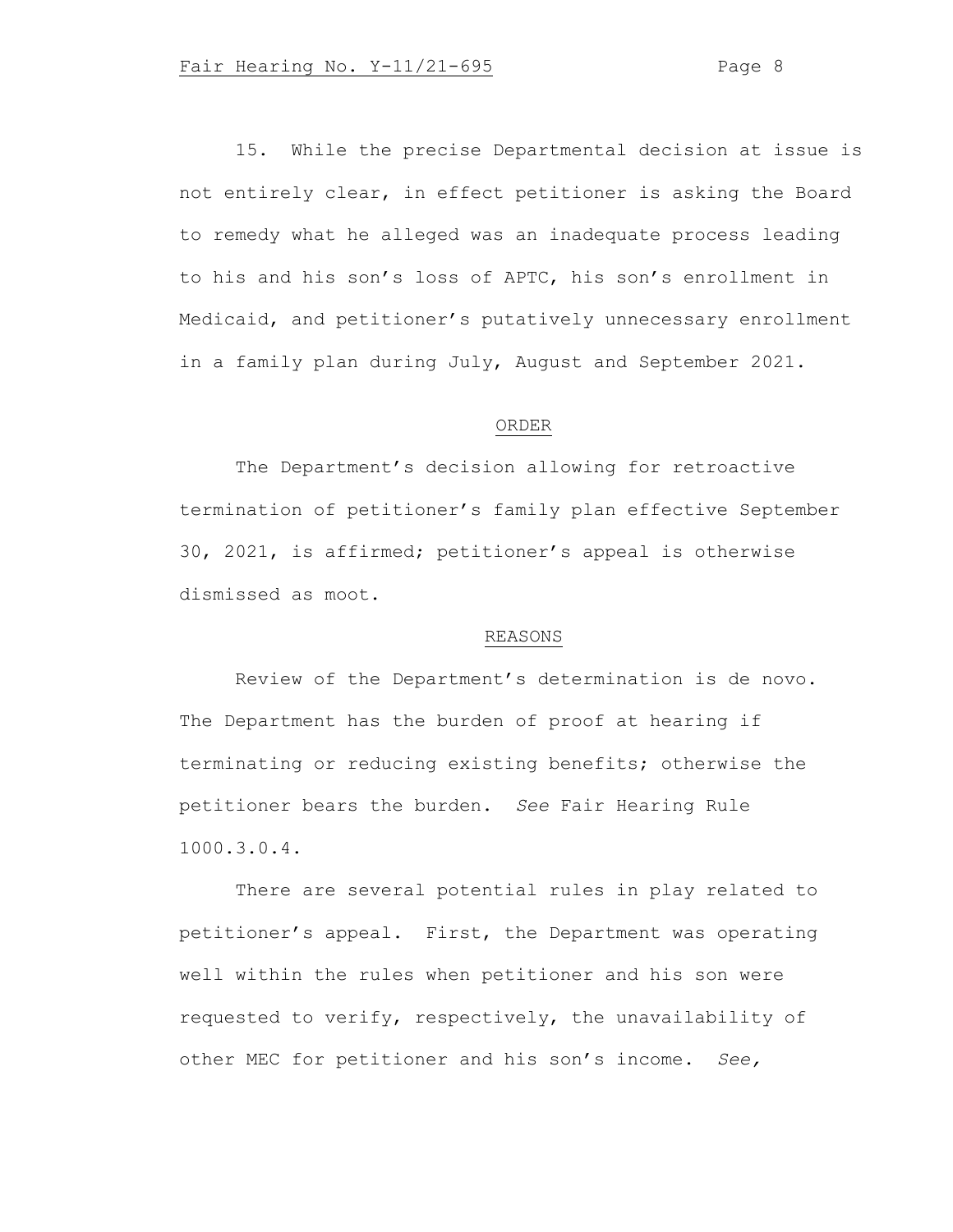15. While the precise Departmental decision at issue is not entirely clear, in effect petitioner is asking the Board to remedy what he alleged was an inadequate process leading to his and his son's loss of APTC, his son's enrollment in Medicaid, and petitioner's putatively unnecessary enrollment in a family plan during July, August and September 2021.

## ORDER

The Department's decision allowing for retroactive termination of petitioner's family plan effective September 30, 2021, is affirmed; petitioner's appeal is otherwise dismissed as moot.

## REASONS

Review of the Department's determination is de novo. The Department has the burden of proof at hearing if terminating or reducing existing benefits; otherwise the petitioner bears the burden. *See* Fair Hearing Rule 1000.3.0.4.

There are several potential rules in play related to petitioner's appeal. First, the Department was operating well within the rules when petitioner and his son were requested to verify, respectively, the unavailability of other MEC for petitioner and his son's income. *See,*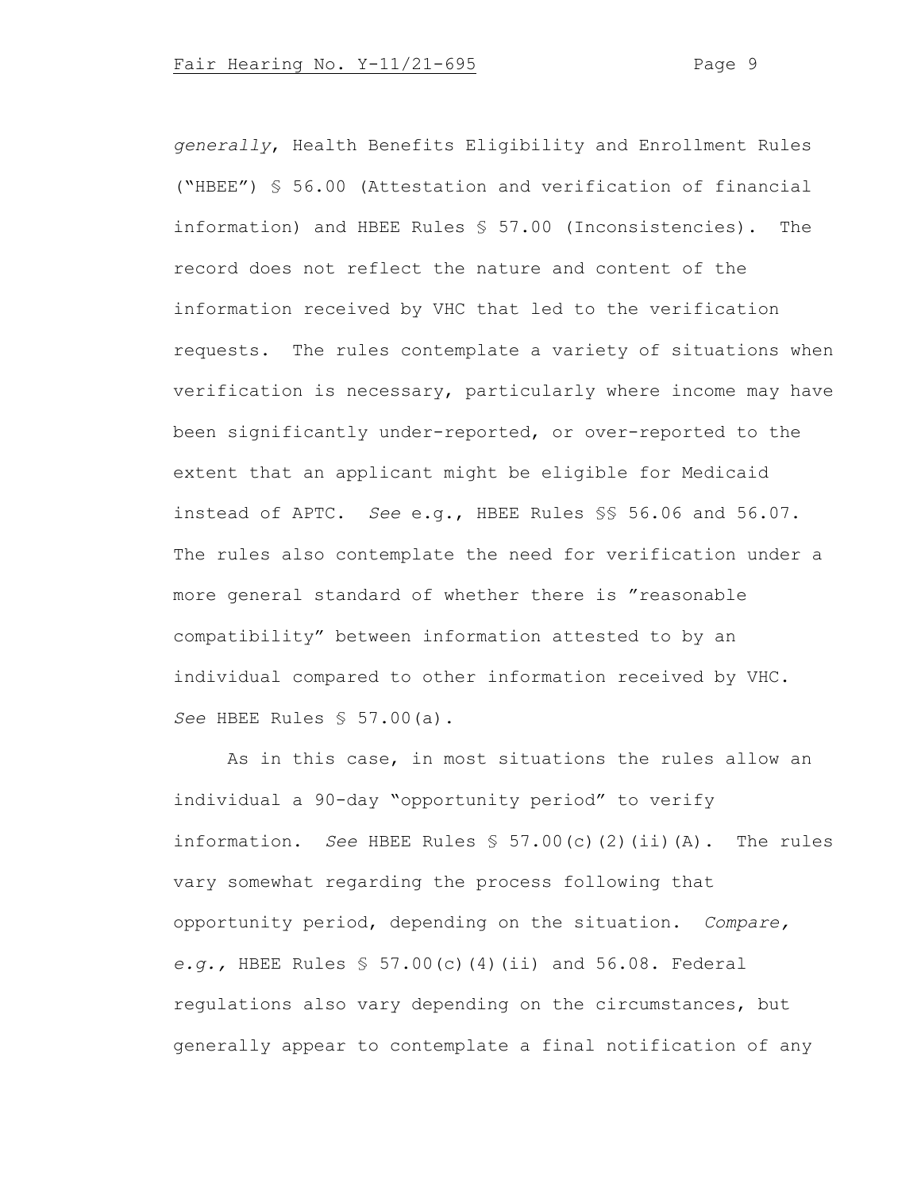*generally*, Health Benefits Eligibility and Enrollment Rules ("HBEE") § 56.00 (Attestation and verification of financial information) and HBEE Rules § 57.00 (Inconsistencies). The record does not reflect the nature and content of the information received by VHC that led to the verification requests. The rules contemplate a variety of situations when verification is necessary, particularly where income may have been significantly under-reported, or over-reported to the extent that an applicant might be eligible for Medicaid instead of APTC. *See* e.g., HBEE Rules §§ 56.06 and 56.07. The rules also contemplate the need for verification under a more general standard of whether there is "reasonable compatibility" between information attested to by an individual compared to other information received by VHC. *See* HBEE Rules § 57.00(a).

As in this case, in most situations the rules allow an individual a 90-day "opportunity period" to verify information. *See* HBEE Rules § 57.00(c)(2)(ii)(A). The rules vary somewhat regarding the process following that opportunity period, depending on the situation. *Compare, e.g.,* HBEE Rules § 57.00(c)(4)(ii) and 56.08. Federal regulations also vary depending on the circumstances, but generally appear to contemplate a final notification of any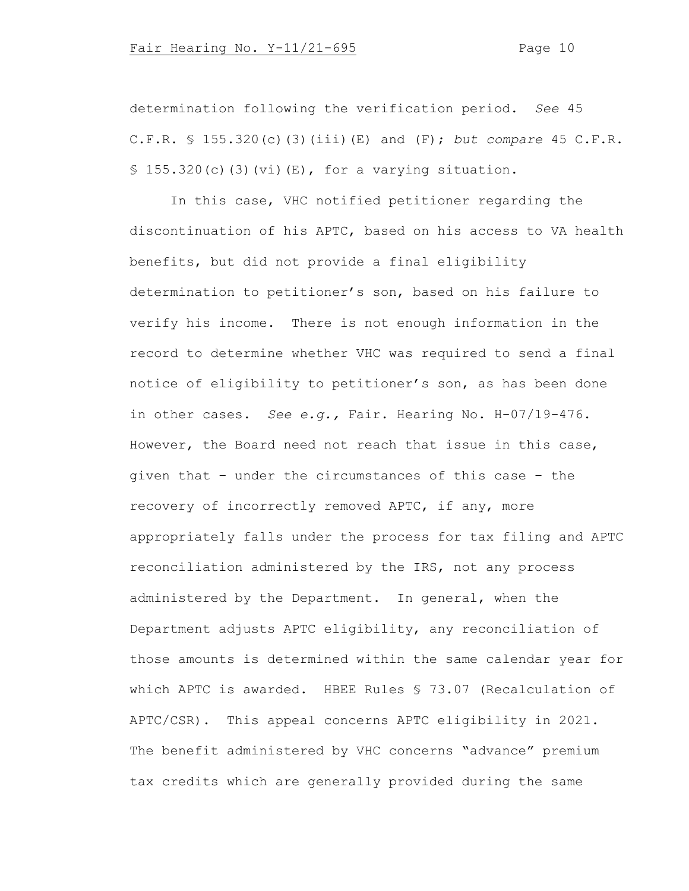determination following the verification period. *See* 45 C.F.R. § 155.320(c)(3)(iii)(E) and (F); *but compare* 45 C.F.R. § 155.320(c)(3)(vi)(E), for a varying situation.

In this case, VHC notified petitioner regarding the discontinuation of his APTC, based on his access to VA health benefits, but did not provide a final eligibility determination to petitioner's son, based on his failure to verify his income. There is not enough information in the record to determine whether VHC was required to send a final notice of eligibility to petitioner's son, as has been done in other cases. *See e.g.,* Fair. Hearing No. H-07/19-476. However, the Board need not reach that issue in this case, given that – under the circumstances of this case – the recovery of incorrectly removed APTC, if any, more appropriately falls under the process for tax filing and APTC reconciliation administered by the IRS, not any process administered by the Department. In general, when the Department adjusts APTC eligibility, any reconciliation of those amounts is determined within the same calendar year for which APTC is awarded. HBEE Rules § 73.07 (Recalculation of APTC/CSR). This appeal concerns APTC eligibility in 2021. The benefit administered by VHC concerns "advance" premium tax credits which are generally provided during the same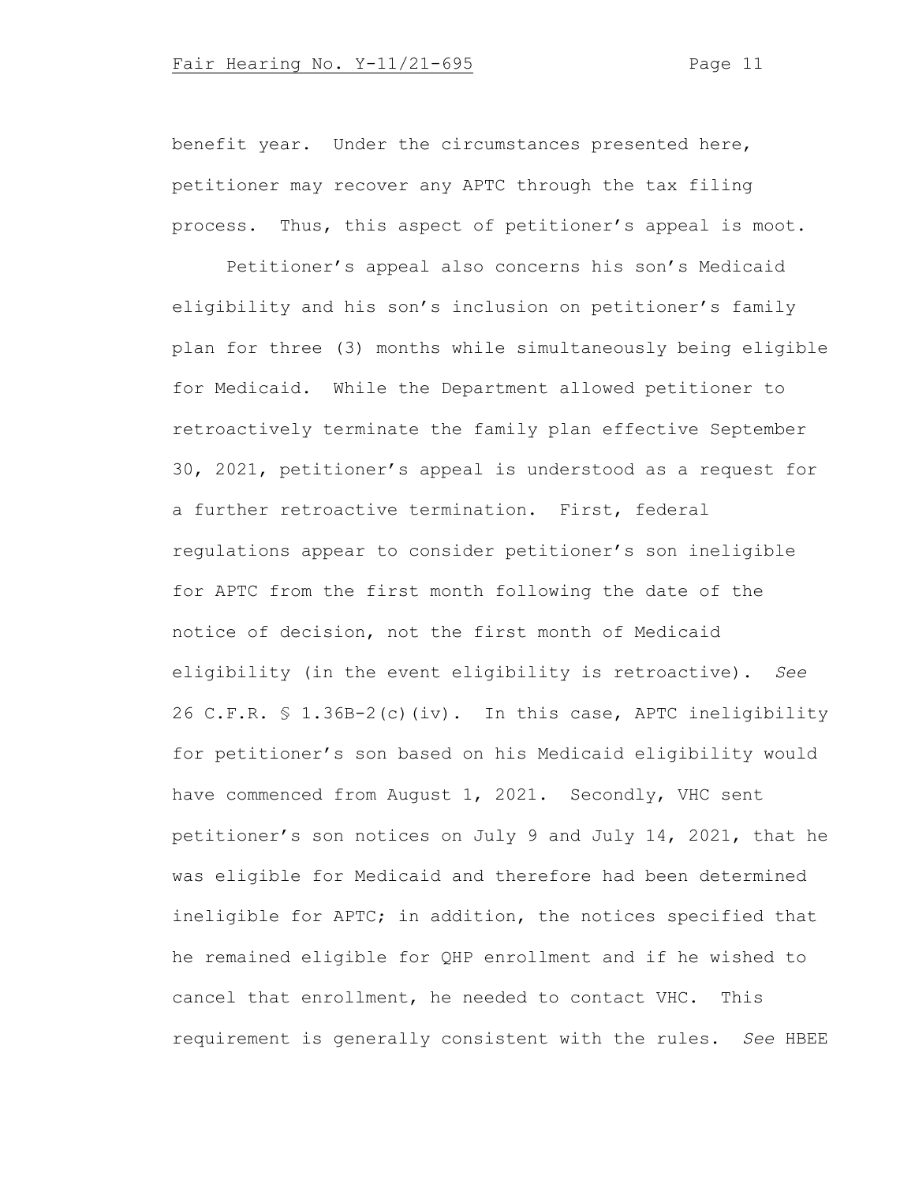benefit year. Under the circumstances presented here, petitioner may recover any APTC through the tax filing process. Thus, this aspect of petitioner's appeal is moot.

Petitioner's appeal also concerns his son's Medicaid eligibility and his son's inclusion on petitioner's family plan for three (3) months while simultaneously being eligible for Medicaid. While the Department allowed petitioner to retroactively terminate the family plan effective September 30, 2021, petitioner's appeal is understood as a request for a further retroactive termination. First, federal regulations appear to consider petitioner's son ineligible for APTC from the first month following the date of the notice of decision, not the first month of Medicaid eligibility (in the event eligibility is retroactive). *See* 26 C.F.R. § 1.36B-2(c)(iv). In this case, APTC ineligibility for petitioner's son based on his Medicaid eligibility would have commenced from August 1, 2021. Secondly, VHC sent petitioner's son notices on July 9 and July 14, 2021, that he was eligible for Medicaid and therefore had been determined ineligible for APTC; in addition, the notices specified that he remained eligible for QHP enrollment and if he wished to cancel that enrollment, he needed to contact VHC. This requirement is generally consistent with the rules. *See* HBEE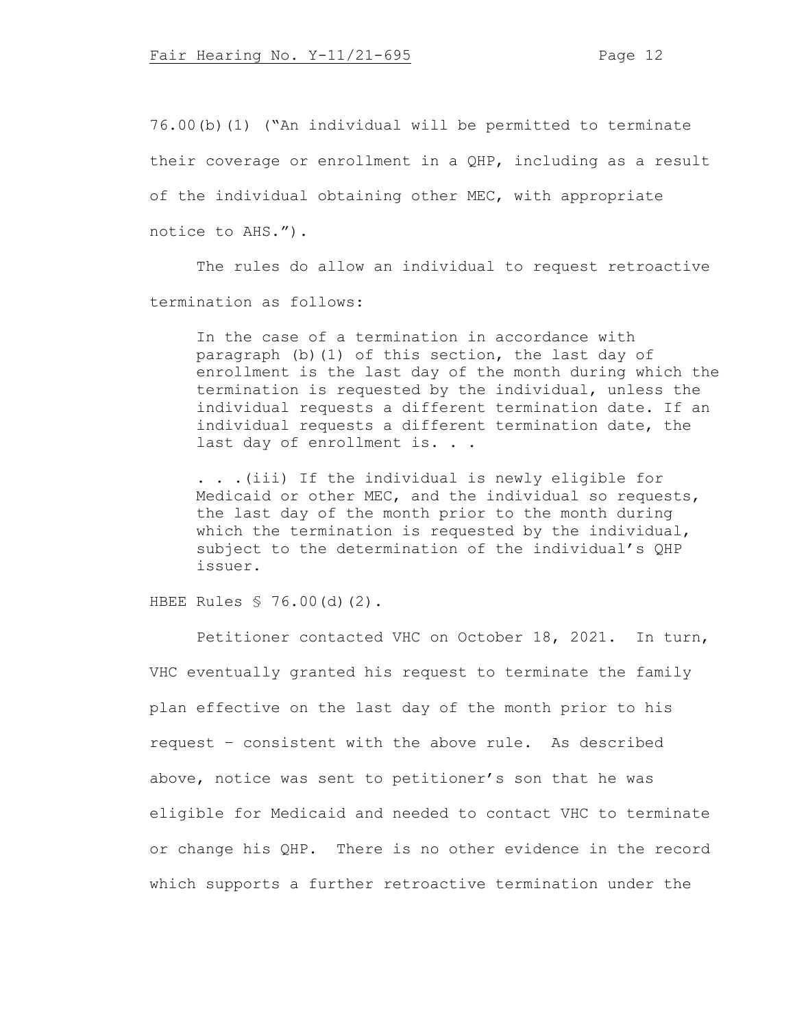76.00(b)(1) ("An individual will be permitted to terminate their coverage or enrollment in a QHP, including as a result of the individual obtaining other MEC, with appropriate notice to AHS.").

The rules do allow an individual to request retroactive termination as follows:

> In the case of a termination in accordance with paragraph (b)(1) of this section, the last day of enrollment is the last day of the month during which the termination is requested by the individual, unless the individual requests a different termination date. If an individual requests a different termination date, the last day of enrollment is. . .
>
> . . .(iii) If the individual is newly eligible for Medicaid or other MEC, and the individual so requests, the last day of the month prior to the month during which the termination is requested by the individual, subject to the determination of the individual's QHP issuer.

HBEE Rules § 76.00(d)(2).

Petitioner contacted VHC on October 18, 2021. In turn, VHC eventually granted his request to terminate the family plan effective on the last day of the month prior to his request – consistent with the above rule. As described above, notice was sent to petitioner's son that he was eligible for Medicaid and needed to contact VHC to terminate or change his QHP. There is no other evidence in the record which supports a further retroactive termination under the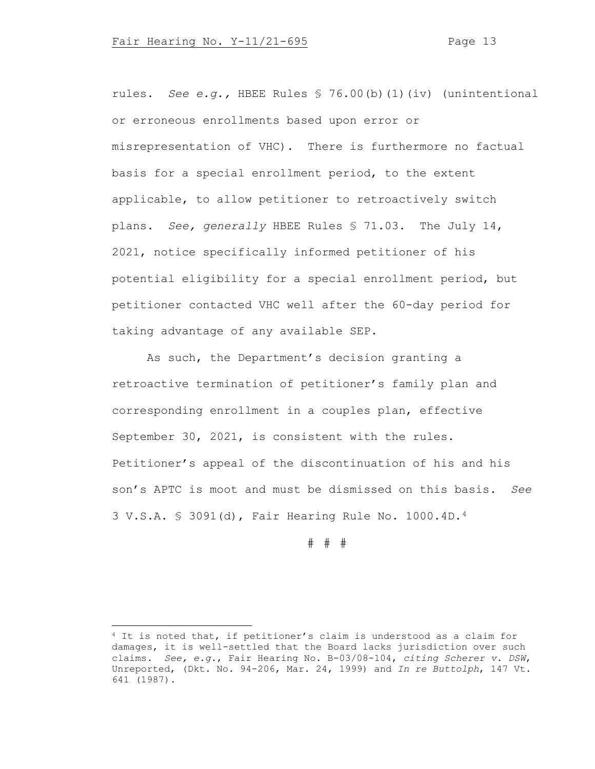rules. *See e.g.,* HBEE Rules § 76.00(b)(1)(iv) (unintentional or erroneous enrollments based upon error or misrepresentation of VHC). There is furthermore no factual basis for a special enrollment period, to the extent applicable, to allow petitioner to retroactively switch plans. *See, generally* HBEE Rules § 71.03. The July 14, 2021, notice specifically informed petitioner of his potential eligibility for a special enrollment period, but petitioner contacted VHC well after the 60-day period for taking advantage of any available SEP.

As such, the Department's decision granting a retroactive termination of petitioner's family plan and corresponding enrollment in a couples plan, effective September 30, 2021, is consistent with the rules. Petitioner's appeal of the discontinuation of his and his son's APTC is moot and must be dismissed on this basis. *See* 3 V.S.A. § 3091(d), Fair Hearing Rule No. 1000.4D.[4]

# # #

[4] It is noted that, if petitioner's claim is understood as a claim for damages, it is well-settled that the Board lacks jurisdiction over such claims. *See, e.g.*, Fair Hearing No. B-03/08-104, *citing Scherer v. DSW*, Unreported, (Dkt. No. 94-206, Mar. 24, 1999) and *In re Buttolph*, 147 Vt. 641 (1987).